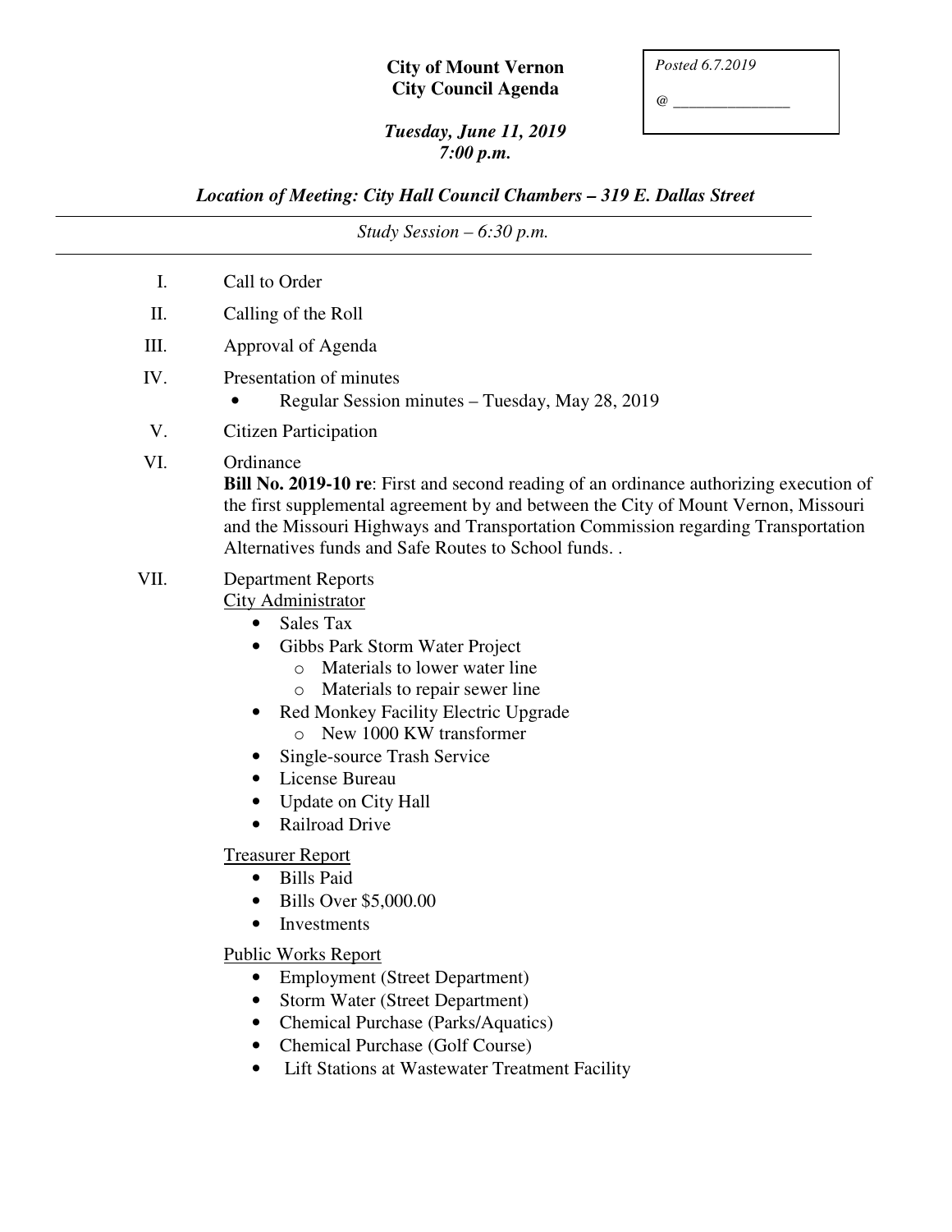**City of Mount Vernon**
**City Council Agenda**

*Posted 6.7.2019*

*@ _______________*

***Tuesday, June 11, 2019***
***7:00 p.m.***

***Location of Meeting: City Hall Council Chambers – 319 E. Dallas Street***

---

*Study Session – 6:30 p.m.*

---

I. Call to Order

II. Calling of the Roll

III. Approval of Agenda

IV. Presentation of minutes
- Regular Session minutes – Tuesday, May 28, 2019

V. Citizen Participation

VI. Ordinance
**Bill No. 2019-10 re**: First and second reading of an ordinance authorizing execution of the first supplemental agreement by and between the City of Mount Vernon, Missouri and the Missouri Highways and Transportation Commission regarding Transportation Alternatives funds and Safe Routes to School funds. .

VII. Department Reports

City Administrator
- Sales Tax
- Gibbs Park Storm Water Project
  - Materials to lower water line
  - Materials to repair sewer line
- Red Monkey Facility Electric Upgrade
  - New 1000 KW transformer
- Single-source Trash Service
- License Bureau
- Update on City Hall
- Railroad Drive

Treasurer Report
- Bills Paid
- Bills Over $5,000.00
- Investments

Public Works Report
- Employment (Street Department)
- Storm Water (Street Department)
- Chemical Purchase (Parks/Aquatics)
- Chemical Purchase (Golf Course)
- Lift Stations at Wastewater Treatment Facility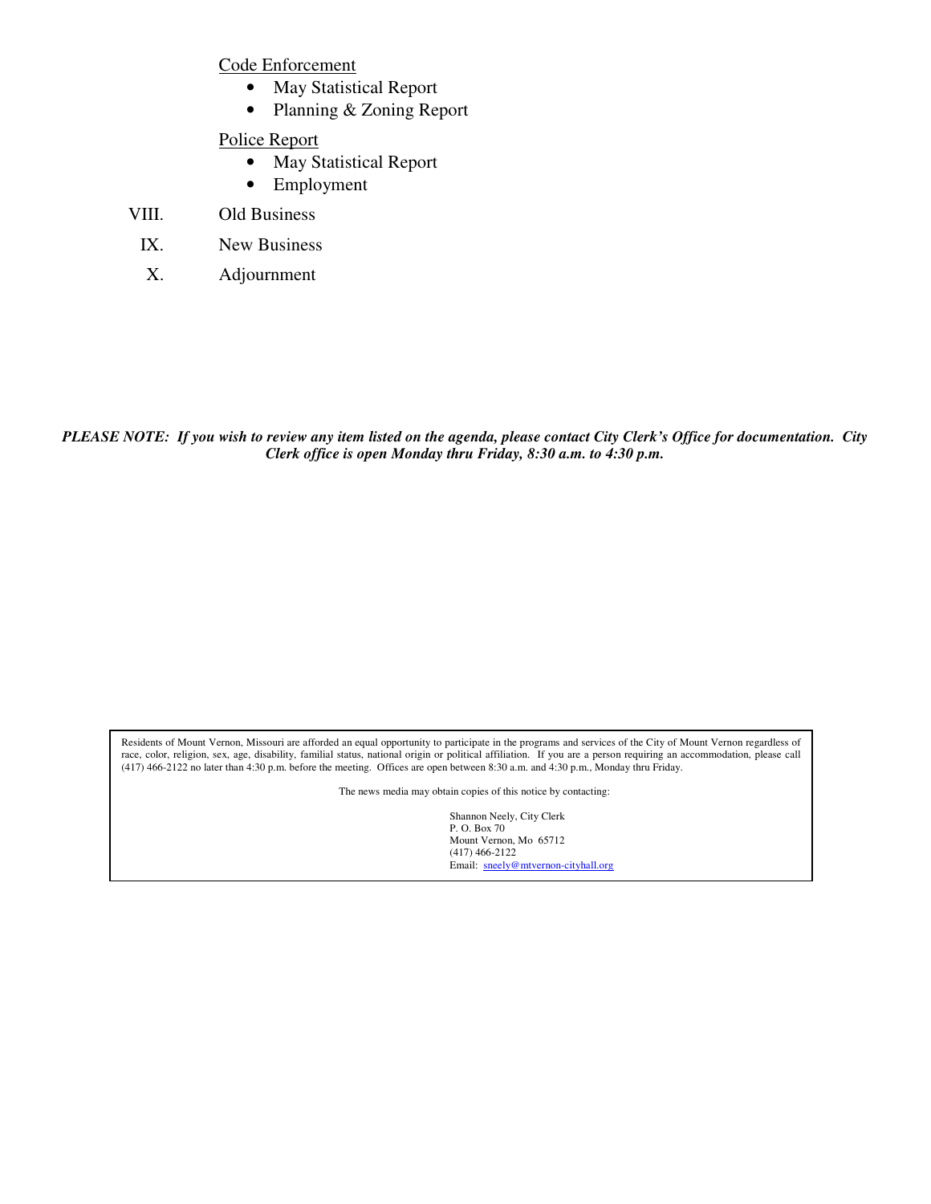<u>Code Enforcement</u>

- May Statistical Report
- Planning & Zoning Report

<u>Police Report</u>

- May Statistical Report
- Employment

VIII. Old Business

IX. New Business

X. Adjournment

***PLEASE NOTE: If you wish to review any item listed on the agenda, please contact City Clerk's Office for documentation. City Clerk office is open Monday thru Friday, 8:30 a.m. to 4:30 p.m.***

Residents of Mount Vernon, Missouri are afforded an equal opportunity to participate in the programs and services of the City of Mount Vernon regardless of race, color, religion, sex, age, disability, familial status, national origin or political affiliation. If you are a person requiring an accommodation, please call (417) 466-2122 no later than 4:30 p.m. before the meeting. Offices are open between 8:30 a.m. and 4:30 p.m., Monday thru Friday.

The news media may obtain copies of this notice by contacting:

Shannon Neely, City Clerk
P. O. Box 70
Mount Vernon, Mo 65712
(417) 466-2122
Email: sneely@mtvernon-cityhall.org